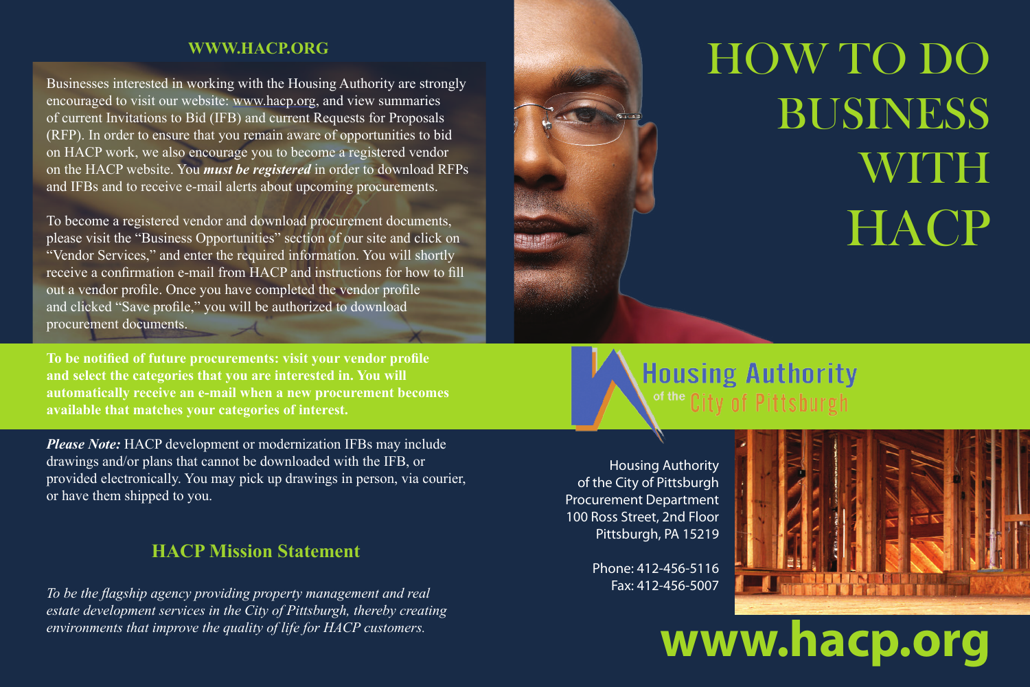**WWW.HACP.ORG**

Businesses interested in working with the Housing Authority are strongly encouraged to visit our website: www.hacp.org, and view summaries of current Invitations to Bid (IFB) and current Requests for Proposals (RFP). In order to ensure that you remain aware of opportunities to bid on HACP work, we also encourage you to become a registered vendor on the HACP website. You ***must be registered*** in order to download RFPs and IFBs and to receive e-mail alerts about upcoming procurements.

To become a registered vendor and download procurement documents, please visit the "Business Opportunities" section of our site and click on "Vendor Services," and enter the required information. You will shortly receive a confirmation e-mail from HACP and instructions for how to fill out a vendor profile. Once you have completed the vendor profile and clicked "Save profile," you will be authorized to download procurement documents.

**To be notified of future procurements: visit your vendor profile and select the categories that you are interested in. You will automatically receive an e-mail when a new procurement becomes available that matches your categories of interest.**

***Please Note:*** HACP development or modernization IFBs may include drawings and/or plans that cannot be downloaded with the IFB, or provided electronically. You may pick up drawings in person, via courier, or have them shipped to you.

## HACP Mission Statement

*To be the flagship agency providing property management and real estate development services in the City of Pittsburgh, thereby creating environments that improve the quality of life for HACP customers.*

# HOW TO DO BUSINESS WITH HACP

Housing Authority of the City of Pittsburgh

Housing Authority
of the City of Pittsburgh
Procurement Department
100 Ross Street, 2nd Floor
Pittsburgh, PA 15219

Phone: 412-456-5116
Fax: 412-456-5007

**www.hacp.org**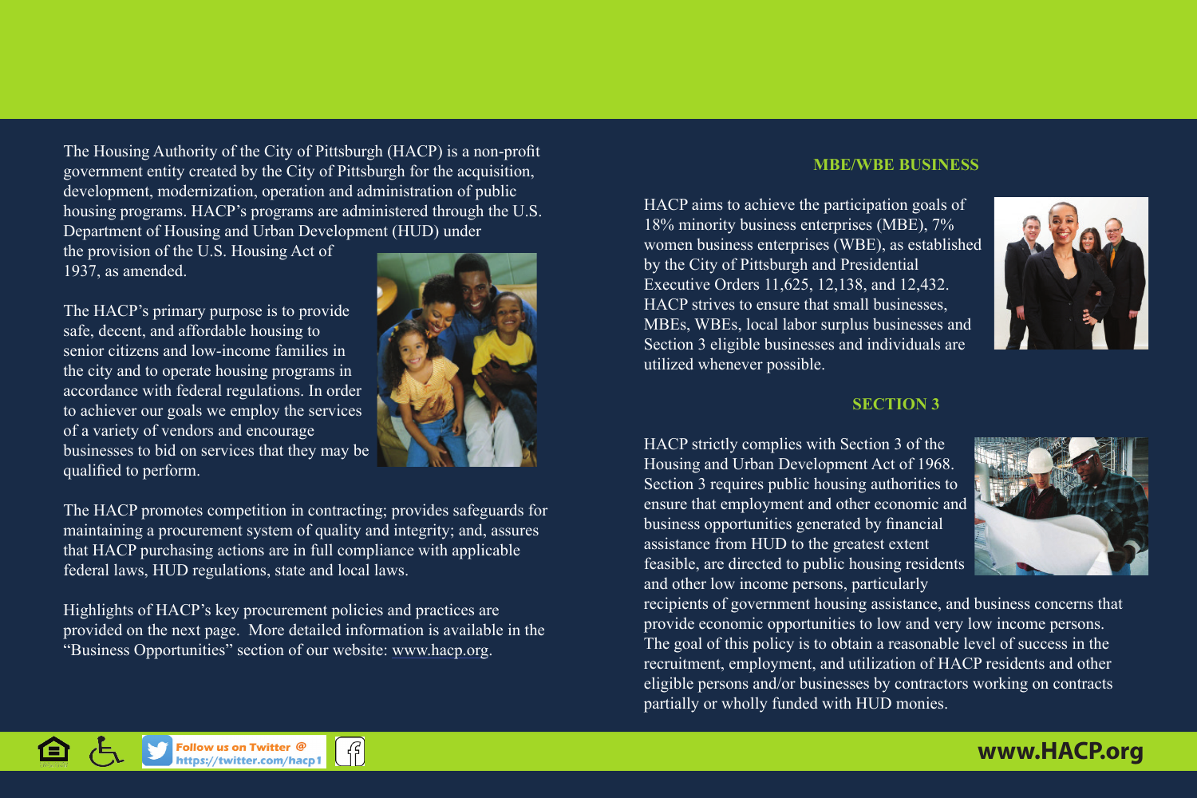The Housing Authority of the City of Pittsburgh (HACP) is a non-profit government entity created by the City of Pittsburgh for the acquisition, development, modernization, operation and administration of public housing programs. HACP's programs are administered through the U.S. Department of Housing and Urban Development (HUD) under the provision of the U.S. Housing Act of 1937, as amended.

The HACP's primary purpose is to provide safe, decent, and affordable housing to senior citizens and low-income families in the city and to operate housing programs in accordance with federal regulations. In order to achiever our goals we employ the services of a variety of vendors and encourage businesses to bid on services that they may be qualified to perform.

The HACP promotes competition in contracting; provides safeguards for maintaining a procurement system of quality and integrity; and, assures that HACP purchasing actions are in full compliance with applicable federal laws, HUD regulations, state and local laws.

Highlights of HACP's key procurement policies and practices are provided on the next page. More detailed information is available in the "Business Opportunities" section of our website: www.hacp.org.

## MBE/WBE BUSINESS

HACP aims to achieve the participation goals of 18% minority business enterprises (MBE), 7% women business enterprises (WBE), as established by the City of Pittsburgh and Presidential Executive Orders 11,625, 12,138, and 12,432. HACP strives to ensure that small businesses, MBEs, WBEs, local labor surplus businesses and Section 3 eligible businesses and individuals are utilized whenever possible.

## SECTION 3

HACP strictly complies with Section 3 of the Housing and Urban Development Act of 1968. Section 3 requires public housing authorities to ensure that employment and other economic and business opportunities generated by financial assistance from HUD to the greatest extent feasible, are directed to public housing residents and other low income persons, particularly recipients of government housing assistance, and business concerns that provide economic opportunities to low and very low income persons. The goal of this policy is to obtain a reasonable level of success in the recruitment, employment, and utilization of HACP residents and other eligible persons and/or businesses by contractors working on contracts partially or wholly funded with HUD monies.

Follow us on Twitter @ https://twitter.com/hacp1

www.HACP.org